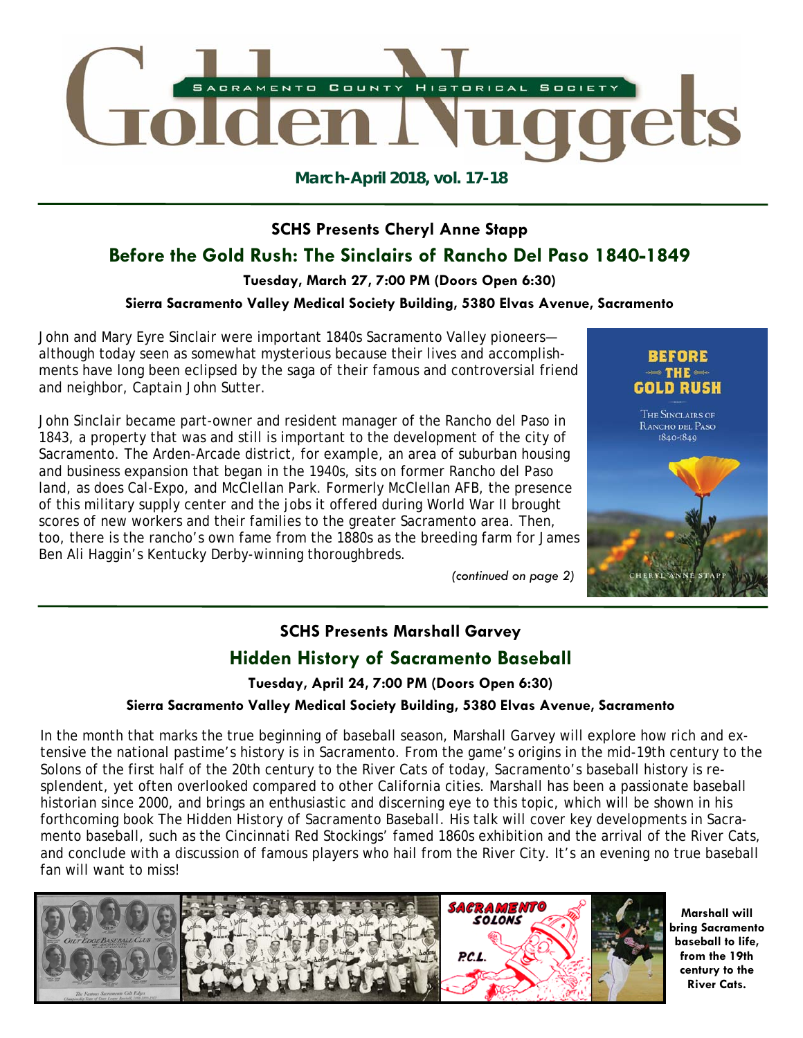# Golden Nuggets

SACRAMENTO COUNTY HISTORICAL SOCIETY

**March-April 2018, vol. 17-18**

### SCHS Presents Cheryl Anne Stapp

## Before the Gold Rush: The Sinclairs of Rancho Del Paso 1840-1849

**Tuesday, March 27, 7:00 PM (Doors Open 6:30)**

**Sierra Sacramento Valley Medical Society Building, 5380 Elvas Avenue, Sacramento**

John and Mary Eyre Sinclair were important 1840s Sacramento Valley pioneers—although today seen as somewhat mysterious because their lives and accomplishments have long been eclipsed by the saga of their famous and controversial friend and neighbor, Captain John Sutter.

John Sinclair became part-owner and resident manager of the Rancho del Paso in 1843, a property that was and still is important to the development of the city of Sacramento. The Arden-Arcade district, for example, an area of suburban housing and business expansion that began in the 1940s, sits on former Rancho del Paso land, as does Cal-Expo, and McClellan Park. Formerly McClellan AFB, the presence of this military supply center and the jobs it offered during World War II brought scores of new workers and their families to the greater Sacramento area. Then, too, there is the rancho's own fame from the 1880s as the breeding farm for James Ben Ali Haggin's Kentucky Derby-winning thoroughbreds.

*(continued on page 2)*

### SCHS Presents Marshall Garvey

## Hidden History of Sacramento Baseball

**Tuesday, April 24, 7:00 PM (Doors Open 6:30)**

**Sierra Sacramento Valley Medical Society Building, 5380 Elvas Avenue, Sacramento**

In the month that marks the true beginning of baseball season, Marshall Garvey will explore how rich and extensive the national pastime's history is in Sacramento. From the game's origins in the mid-19th century to the Solons of the first half of the 20th century to the River Cats of today, Sacramento's baseball history is resplendent, yet often overlooked compared to other California cities. Marshall has been a passionate baseball historian since 2000, and brings an enthusiastic and discerning eye to this topic, which will be shown in his forthcoming book The Hidden History of Sacramento Baseball. His talk will cover key developments in Sacramento baseball, such as the Cincinnati Red Stockings' famed 1860s exhibition and the arrival of the River Cats, and conclude with a discussion of famous players who hail from the River City. It's an evening no true baseball fan will want to miss!

**Marshall will bring Sacramento baseball to life, from the 19th century to the River Cats.**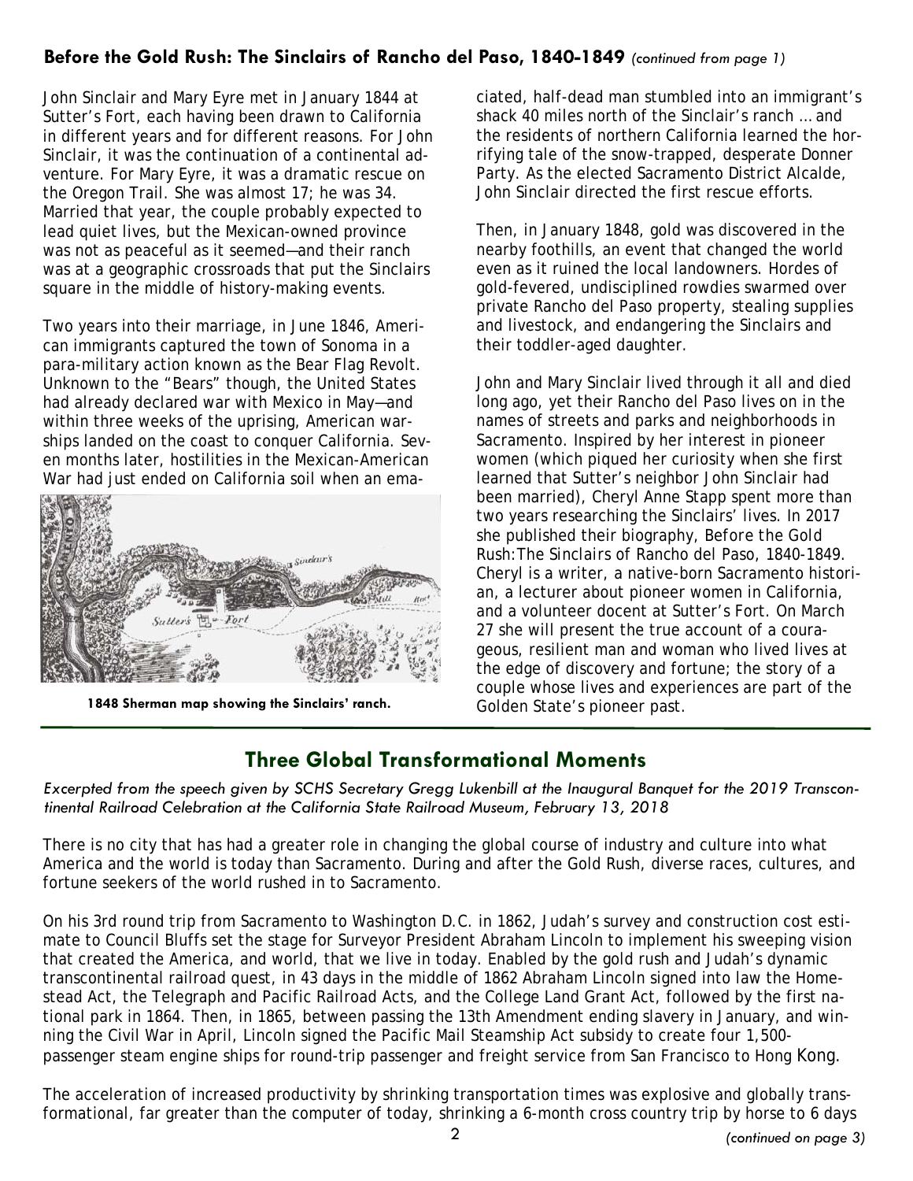## Before the Gold Rush: The Sinclairs of Rancho del Paso, 1840-1849 *(continued from page 1)*

John Sinclair and Mary Eyre met in January 1844 at Sutter's Fort, each having been drawn to California in different years and for different reasons. For John Sinclair, it was the continuation of a continental adventure. For Mary Eyre, it was a dramatic rescue on the Oregon Trail. She was almost 17; he was 34. Married that year, the couple probably expected to lead quiet lives, but the Mexican-owned province was not as peaceful as it seemed—and their ranch was at a geographic crossroads that put the Sinclairs square in the middle of history-making events.

Two years into their marriage, in June 1846, American immigrants captured the town of Sonoma in a para-military action known as the Bear Flag Revolt. Unknown to the "Bears" though, the United States had already declared war with Mexico in May—and within three weeks of the uprising, American warships landed on the coast to conquer California. Seven months later, hostilities in the Mexican-American War had just ended on California soil when an emaciated, half-dead man stumbled into an immigrant's shack 40 miles north of the Sinclair's ranch … and the residents of northern California learned the horrifying tale of the snow-trapped, desperate Donner Party. As the elected Sacramento District Alcalde, John Sinclair directed the first rescue efforts.

**1848 Sherman map showing the Sinclairs' ranch.**

Then, in January 1848, gold was discovered in the nearby foothills, an event that changed the world even as it ruined the local landowners. Hordes of gold-fevered, undisciplined rowdies swarmed over private Rancho del Paso property, stealing supplies and livestock, and endangering the Sinclairs and their toddler-aged daughter.

John and Mary Sinclair lived through it all and died long ago, yet their Rancho del Paso lives on in the names of streets and parks and neighborhoods in Sacramento. Inspired by her interest in pioneer women (which piqued her curiosity when she first learned that Sutter's neighbor John Sinclair had been married), Cheryl Anne Stapp spent more than two years researching the Sinclairs' lives. In 2017 she published their biography, Before the Gold Rush:The Sinclairs of Rancho del Paso, 1840-1849. Cheryl is a writer, a native-born Sacramento historian, a lecturer about pioneer women in California, and a volunteer docent at Sutter's Fort. On March 27 she will present the true account of a courageous, resilient man and woman who lived lives at the edge of discovery and fortune; the story of a couple whose lives and experiences are part of the Golden State's pioneer past.

## Three Global Transformational Moments

*Excerpted from the speech given by SCHS Secretary Gregg Lukenbill at the Inaugural Banquet for the 2019 Transcontinental Railroad Celebration at the California State Railroad Museum, February 13, 2018*

There is no city that has had a greater role in changing the global course of industry and culture into what America and the world is today than Sacramento. During and after the Gold Rush, diverse races, cultures, and fortune seekers of the world rushed in to Sacramento.

On his 3rd round trip from Sacramento to Washington D.C. in 1862, Judah's survey and construction cost estimate to Council Bluffs set the stage for Surveyor President Abraham Lincoln to implement his sweeping vision that created the America, and world, that we live in today. Enabled by the gold rush and Judah's dynamic transcontinental railroad quest, in 43 days in the middle of 1862 Abraham Lincoln signed into law the Homestead Act, the Telegraph and Pacific Railroad Acts, and the College Land Grant Act, followed by the first national park in 1864. Then, in 1865, between passing the 13th Amendment ending slavery in January, and winning the Civil War in April, Lincoln signed the Pacific Mail Steamship Act subsidy to create four 1,500-passenger steam engine ships for round-trip passenger and freight service from San Francisco to Hong Kong.

The acceleration of increased productivity by shrinking transportation times was explosive and globally transformational, far greater than the computer of today, shrinking a 6-month cross country trip by horse to 6 days

*(continued on page 3)*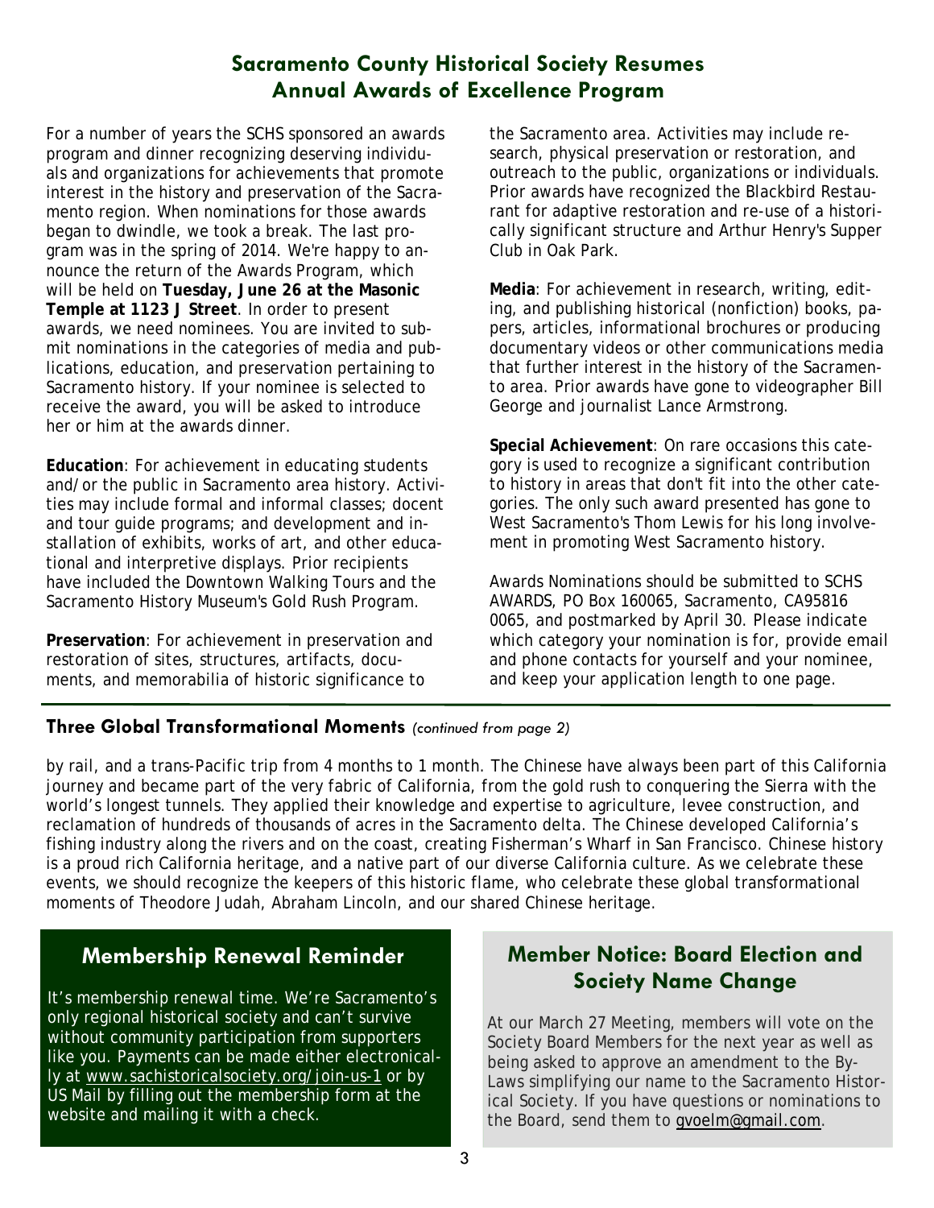## Sacramento County Historical Society Resumes Annual Awards of Excellence Program

For a number of years the SCHS sponsored an awards program and dinner recognizing deserving individuals and organizations for achievements that promote interest in the history and preservation of the Sacramento region. When nominations for those awards began to dwindle, we took a break. The last program was in the spring of 2014. We're happy to announce the return of the Awards Program, which will be held on **Tuesday, June 26 at the Masonic Temple at 1123 J Street**. In order to present awards, we need nominees. You are invited to submit nominations in the categories of media and publications, education, and preservation pertaining to Sacramento history. If your nominee is selected to receive the award, you will be asked to introduce her or him at the awards dinner.

**Education**: For achievement in educating students and/or the public in Sacramento area history. Activities may include formal and informal classes; docent and tour guide programs; and development and installation of exhibits, works of art, and other educational and interpretive displays. Prior recipients have included the Downtown Walking Tours and the Sacramento History Museum's Gold Rush Program.

**Preservation**: For achievement in preservation and restoration of sites, structures, artifacts, documents, and memorabilia of historic significance to the Sacramento area. Activities may include research, physical preservation or restoration, and outreach to the public, organizations or individuals. Prior awards have recognized the Blackbird Restaurant for adaptive restoration and re-use of a historically significant structure and Arthur Henry's Supper Club in Oak Park.

**Media**: For achievement in research, writing, editing, and publishing historical (nonfiction) books, papers, articles, informational brochures or producing documentary videos or other communications media that further interest in the history of the Sacramento area. Prior awards have gone to videographer Bill George and journalist Lance Armstrong.

**Special Achievement**: On rare occasions this category is used to recognize a significant contribution to history in areas that don't fit into the other categories. The only such award presented has gone to West Sacramento's Thom Lewis for his long involvement in promoting West Sacramento history.

Awards Nominations should be submitted to SCHS AWARDS, PO Box 160065, Sacramento, CA95816 0065, and postmarked by April 30. Please indicate which category your nomination is for, provide email and phone contacts for yourself and your nominee, and keep your application length to one page.

### Three Global Transformational Moments *(continued from page 2)*

by rail, and a trans-Pacific trip from 4 months to 1 month. The Chinese have always been part of this California journey and became part of the very fabric of California, from the gold rush to conquering the Sierra with the world's longest tunnels. They applied their knowledge and expertise to agriculture, levee construction, and reclamation of hundreds of thousands of acres in the Sacramento delta. The Chinese developed California's fishing industry along the rivers and on the coast, creating Fisherman's Wharf in San Francisco. Chinese history is a proud rich California heritage, and a native part of our diverse California culture. As we celebrate these events, we should recognize the keepers of this historic flame, who celebrate these global transformational moments of Theodore Judah, Abraham Lincoln, and our shared Chinese heritage.

### Membership Renewal Reminder

It's membership renewal time. We're Sacramento's only regional historical society and can't survive without community participation from supporters like you. Payments can be made either electronically at www.sachistoricalsociety.org/join-us-1 or by US Mail by filling out the membership form at the website and mailing it with a check.

### Member Notice: Board Election and Society Name Change

At our March 27 Meeting, members will vote on the Society Board Members for the next year as well as being asked to approve an amendment to the By-Laws simplifying our name to the Sacramento Historical Society. If you have questions or nominations to the Board, send them to gvoelm@gmail.com.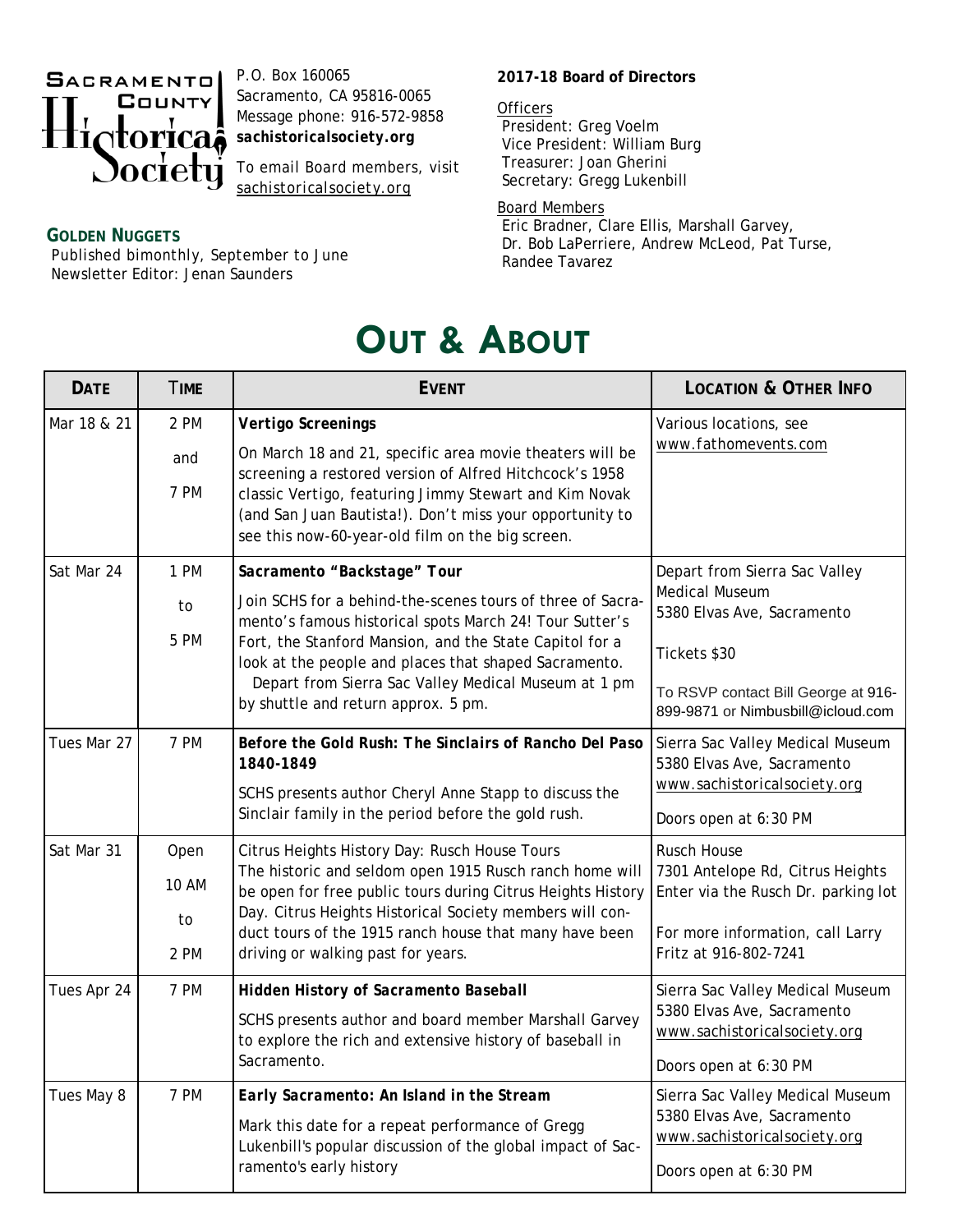Sacramento County Historical Society

P.O. Box 160065
Sacramento, CA 95816-0065
Message phone: 916-572-9858
**sachistoricalsociety.org**

To email Board members, visit sachistoricalsociety.org

**GOLDEN NUGGETS**
Published bimonthly, September to June
Newsletter Editor: Jenan Saunders

**2017-18 Board of Directors**

Officers
President: Greg Voelm
Vice President: William Burg
Treasurer: Joan Gherini
Secretary: Gregg Lukenbill

Board Members
Eric Bradner, Clare Ellis, Marshall Garvey, Dr. Bob LaPerriere, Andrew McLeod, Pat Turse, Randee Tavarez

# OUT & ABOUT

| DATE | TIME | EVENT | LOCATION & OTHER INFO |
|---|---|---|---|
| Mar 18 & 21 | 2 PM and 7 PM | **Vertigo Screenings** On March 18 and 21, specific area movie theaters will be screening a restored version of Alfred Hitchcock's 1958 classic Vertigo, featuring Jimmy Stewart and Kim Novak (and San Juan Bautista!). Don't miss your opportunity to see this now-60-year-old film on the big screen. | Various locations, see www.fathomevents.com |
| Sat Mar 24 | 1 PM to 5 PM | **Sacramento "Backstage" Tour** Join SCHS for a behind-the-scenes tours of three of Sacramento's famous historical spots March 24! Tour Sutter's Fort, the Stanford Mansion, and the State Capitol for a look at the people and places that shaped Sacramento. Depart from Sierra Sac Valley Medical Museum at 1 pm by shuttle and return approx. 5 pm. | Depart from Sierra Sac Valley Medical Museum 5380 Elvas Ave, Sacramento<br>Tickets $30<br>To RSVP contact Bill George at 916-899-9871 or Nimbusbill@icloud.com |
| Tues Mar 27 | 7 PM | **Before the Gold Rush: The Sinclairs of Rancho Del Paso 1840-1849** SCHS presents author Cheryl Anne Stapp to discuss the Sinclair family in the period before the gold rush. | Sierra Sac Valley Medical Museum 5380 Elvas Ave, Sacramento www.sachistoricalsociety.org<br>Doors open at 6:30 PM |
| Sat Mar 31 | Open 10 AM to 2 PM | Citrus Heights History Day: Rusch House Tours The historic and seldom open 1915 Rusch ranch home will be open for free public tours during Citrus Heights History Day. Citrus Heights Historical Society members will conduct tours of the 1915 ranch house that many have been driving or walking past for years. | Rusch House 7301 Antelope Rd, Citrus Heights Enter via the Rusch Dr. parking lot<br>For more information, call Larry Fritz at 916-802-7241 |
| Tues Apr 24 | 7 PM | **Hidden History of Sacramento Baseball** SCHS presents author and board member Marshall Garvey to explore the rich and extensive history of baseball in Sacramento. | Sierra Sac Valley Medical Museum 5380 Elvas Ave, Sacramento www.sachistoricalsociety.org<br>Doors open at 6:30 PM |
| Tues May 8 | 7 PM | **Early Sacramento: An Island in the Stream** Mark this date for a repeat performance of Gregg Lukenbill's popular discussion of the global impact of Sacramento's early history | Sierra Sac Valley Medical Museum 5380 Elvas Ave, Sacramento www.sachistoricalsociety.org<br>Doors open at 6:30 PM |